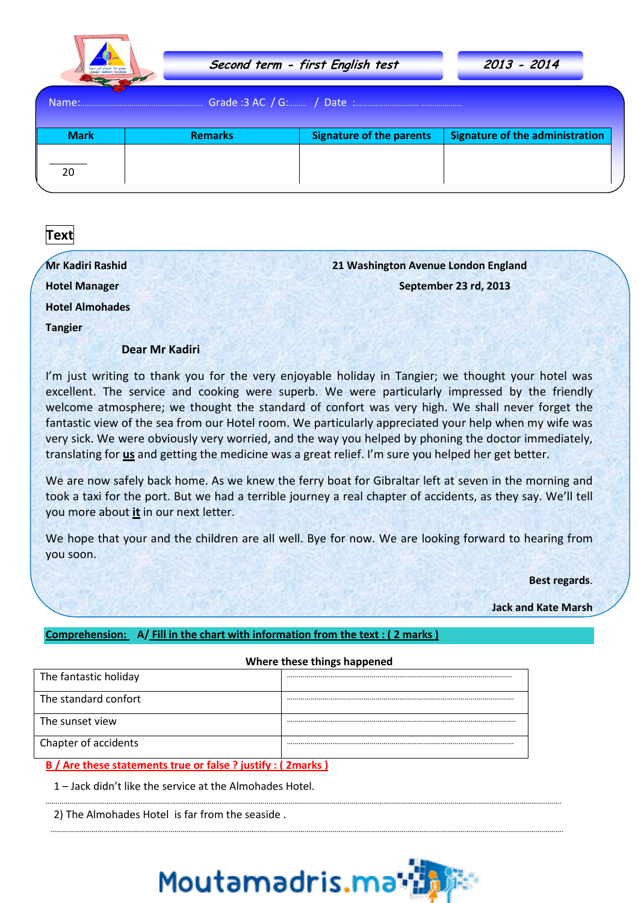**Second term - first English test** | **2013 - 2014**

Name:............................................................ Grade :3 AC / G:......... / Date :................................ ......................

| Mark | Remarks | Signature of the parents | Signature of the administration |
| --- | --- | --- | --- |
| 20 | | | |

## Text

**Mr Kadiri Rashid**
**Hotel Manager**
**Hotel Almohades**
**Tangier**

**21 Washington Avenue London England**
**September 23 rd, 2013**

**Dear Mr Kadiri**

I'm just writing to thank you for the very enjoyable holiday in Tangier; we thought your hotel was excellent. The service and cooking were superb. We were particularly impressed by the friendly welcome atmosphere; we thought the standard of confort was very high. We shall never forget the fantastic view of the sea from our Hotel room. We particularly appreciated your help when my wife was very sick. We were obviously very worried, and the way you helped by phoning the doctor immediately, translating for **us** and getting the medicine was a great relief. I'm sure you helped her get better.

We are now safely back home. As we knew the ferry boat for Gibraltar left at seven in the morning and took a taxi for the port. But we had a terrible journey a real chapter of accidents, as they say. We'll tell you more about **it** in our next letter.

We hope that your and the children are all well. Bye for now. We are looking forward to hearing from you soon.

**Best regards**.

**Jack and Kate Marsh**

**Comprehension: A/ Fill in the chart with information from the text : ( 2 marks )**

**Where these things happened**

| | |
| --- | --- |
| The fantastic holiday | ........................................................................................ |
| The standard confort | ........................................................................................ |
| The sunset view | ........................................................................................ |
| Chapter of accidents | ........................................................................................ |

**B / Are these statements true or false ? justify : ( 2marks )**

1 – Jack didn't like the service at the Almohades Hotel.

..........................................................................................................................................

2) The Almohades Hotel is far from the seaside .

..........................................................................................................................................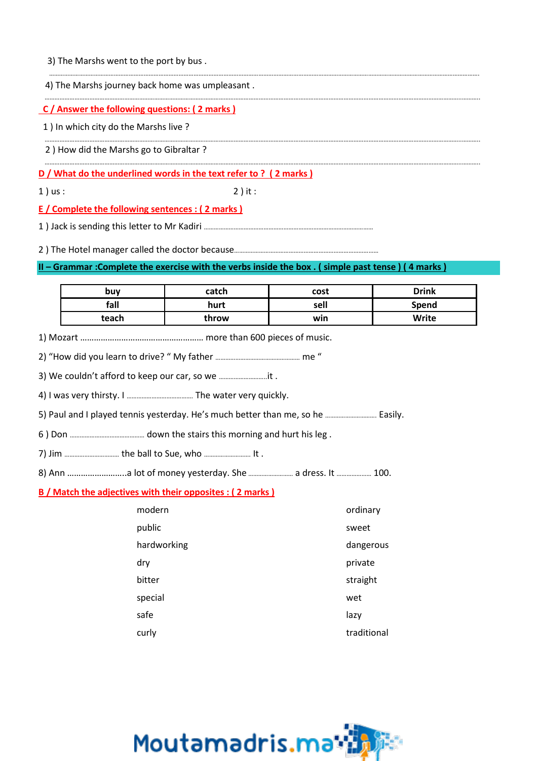3) The Marshs went to the port by bus .

..................................................................................................................................................................................................

4) The Marshs journey back home was umpleasant .

..................................................................................................................................................................................................

**C / Answer the following questions: ( 2 marks )**

1 ) In which city do the Marshs live ?

..................................................................................................................................................................................................

2 ) How did the Marshs go to Gibraltar ?

..................................................................................................................................................................................................

**D / What do the underlined words in the text refer to ? ( 2 marks )**

1 ) us : 2 ) it :

**E / Complete the following sentences : ( 2 marks )**

1 ) Jack is sending this letter to Mr Kadiri ..................................................................................................

2 ) The Hotel manager called the doctor because..................................................................................

**II – Grammar :Complete the exercise with the verbs inside the box . ( simple past tense ) ( 4 marks )**

| buy | catch | cost | Drink |
|---|---|---|---|
| fall | hurt | sell | Spend |
| teach | throw | win | Write |

1) Mozart ...................................................... more than 600 pieces of music.

2) "How did you learn to drive? " My father .................................................. me "

3) We couldn't afford to keep our car, so we ............................it .

4) I was very thirsty. I ...................................... The water very quickly.

5) Paul and I played tennis yesterday. He's much better than me, so he .............................. Easily.

6 ) Don ........................................... down the stairs this morning and hurt his leg .

7) Jim .............................. the ball to Sue, who .......................... It .

8) Ann .........................a lot of money yesterday. She ......................... a dress. It .................... 100.

**B / Match the adjectives with their opposites : ( 2 marks )**

| | |
|---|---|
| modern | ordinary |
| public | sweet |
| hardworking | dangerous |
| dry | private |
| bitter | straight |
| special | wet |
| safe | lazy |
| curly | traditional |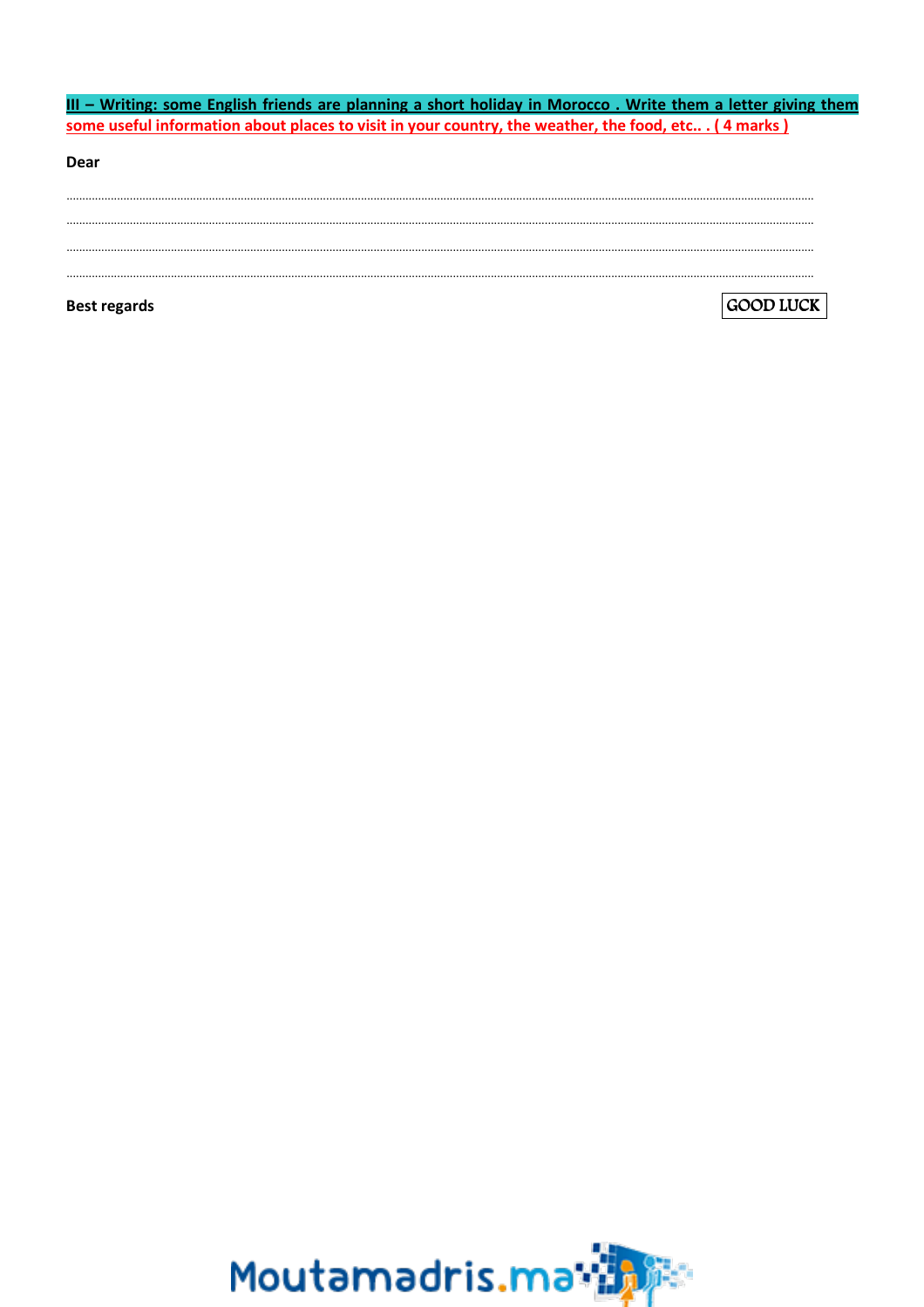**III – Writing: some English friends are planning a short holiday in Morocco . Write them a letter giving them some useful information about places to visit in your country, the weather, the food, etc.. . ( 4 marks )**

**Dear**

……………………………………………………………………………………………………………………………………………………………………………

……………………………………………………………………………………………………………………………………………………………………………

……………………………………………………………………………………………………………………………………………………………………………

……………………………………………………………………………………………………………………………………………………………………………

**Best regards**

GOOD LUCK

Moutamadris.ma